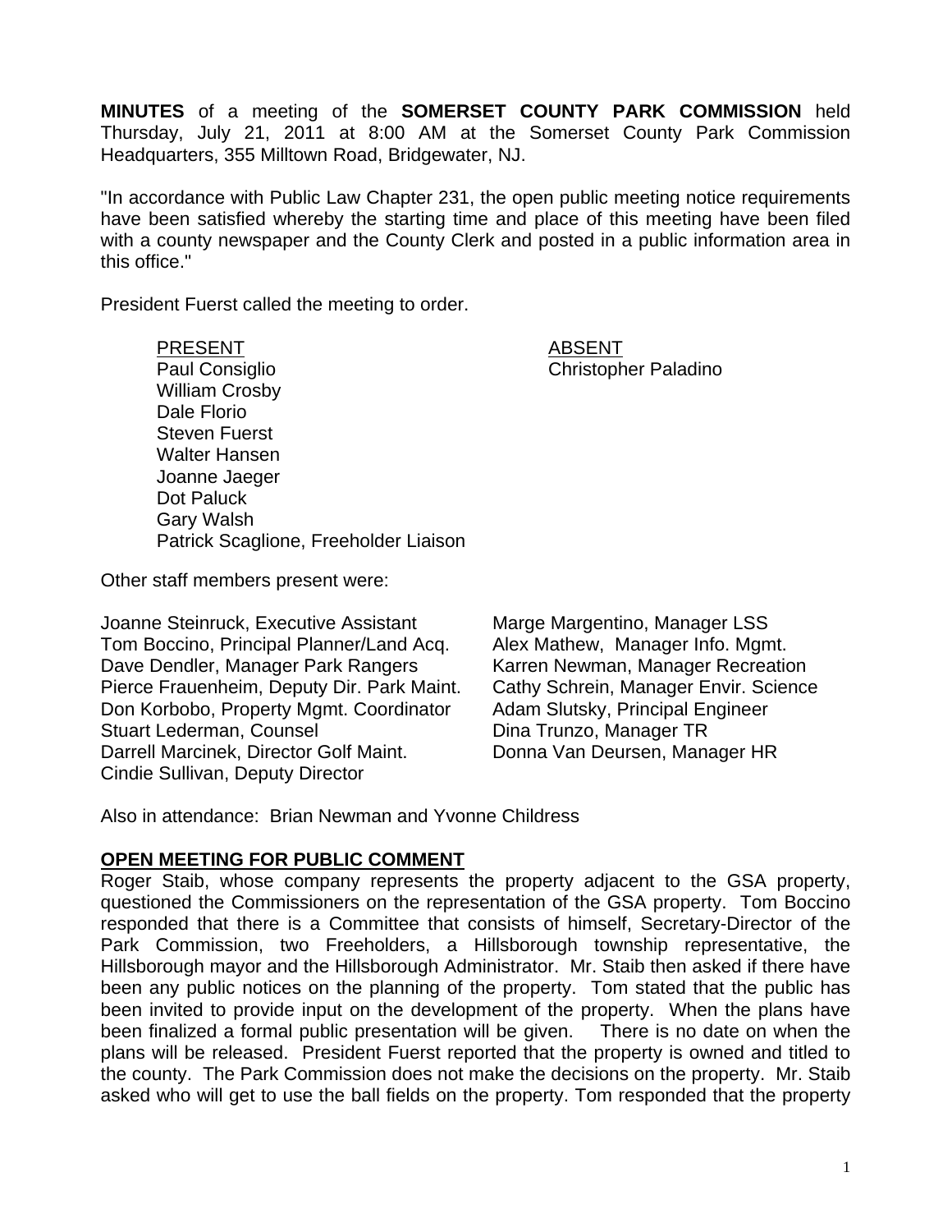**MINUTES** of a meeting of the **SOMERSET COUNTY PARK COMMISSION** held Thursday, July 21, 2011 at 8:00 AM at the Somerset County Park Commission Headquarters, 355 Milltown Road, Bridgewater, NJ.

"In accordance with Public Law Chapter 231, the open public meeting notice requirements have been satisfied whereby the starting time and place of this meeting have been filed with a county newspaper and the County Clerk and posted in a public information area in this office."

President Fuerst called the meeting to order.

| PRESENT | ABSENT |
|---|---|
| Paul Consiglio | Christopher Paladino |
| William Crosby | |
| Dale Florio | |
| Steven Fuerst | |
| Walter Hansen | |
| Joanne Jaeger | |
| Dot Paluck | |
| Gary Walsh | |
| Patrick Scaglione, Freeholder Liaison | |

Other staff members present were:

| | |
|---|---|
| Joanne Steinruck, Executive Assistant | Marge Margentino, Manager LSS |
| Tom Boccino, Principal Planner/Land Acq. | Alex Mathew, Manager Info. Mgmt. |
| Dave Dendler, Manager Park Rangers | Karren Newman, Manager Recreation |
| Pierce Frauenheim, Deputy Dir. Park Maint. | Cathy Schrein, Manager Envir. Science |
| Don Korbobo, Property Mgmt. Coordinator | Adam Slutsky, Principal Engineer |
| Stuart Lederman, Counsel | Dina Trunzo, Manager TR |
| Darrell Marcinek, Director Golf Maint. | Donna Van Deursen, Manager HR |
| Cindie Sullivan, Deputy Director | |

Also in attendance: Brian Newman and Yvonne Childress

## OPEN MEETING FOR PUBLIC COMMENT

Roger Staib, whose company represents the property adjacent to the GSA property, questioned the Commissioners on the representation of the GSA property. Tom Boccino responded that there is a Committee that consists of himself, Secretary-Director of the Park Commission, two Freeholders, a Hillsborough township representative, the Hillsborough mayor and the Hillsborough Administrator. Mr. Staib then asked if there have been any public notices on the planning of the property. Tom stated that the public has been invited to provide input on the development of the property. When the plans have been finalized a formal public presentation will be given. There is no date on when the plans will be released. President Fuerst reported that the property is owned and titled to the county. The Park Commission does not make the decisions on the property. Mr. Staib asked who will get to use the ball fields on the property. Tom responded that the property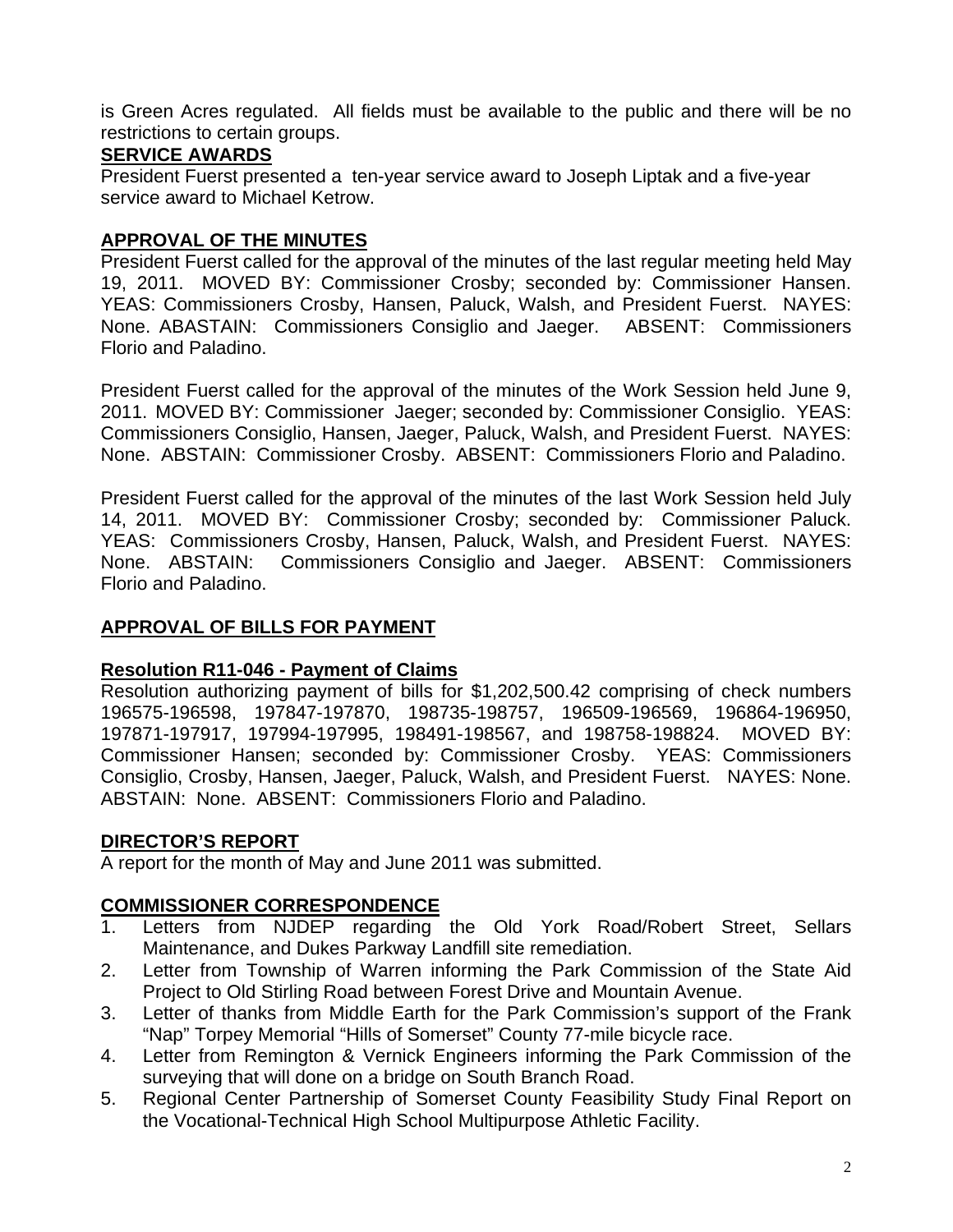is Green Acres regulated. All fields must be available to the public and there will be no restrictions to certain groups.

## SERVICE AWARDS

President Fuerst presented a ten-year service award to Joseph Liptak and a five-year service award to Michael Ketrow.

## APPROVAL OF THE MINUTES

President Fuerst called for the approval of the minutes of the last regular meeting held May 19, 2011. MOVED BY: Commissioner Crosby; seconded by: Commissioner Hansen. YEAS: Commissioners Crosby, Hansen, Paluck, Walsh, and President Fuerst. NAYES: None. ABASTAIN: Commissioners Consiglio and Jaeger. ABSENT: Commissioners Florio and Paladino.

President Fuerst called for the approval of the minutes of the Work Session held June 9, 2011. MOVED BY: Commissioner Jaeger; seconded by: Commissioner Consiglio. YEAS: Commissioners Consiglio, Hansen, Jaeger, Paluck, Walsh, and President Fuerst. NAYES: None. ABSTAIN: Commissioner Crosby. ABSENT: Commissioners Florio and Paladino.

President Fuerst called for the approval of the minutes of the last Work Session held July 14, 2011. MOVED BY: Commissioner Crosby; seconded by: Commissioner Paluck. YEAS: Commissioners Crosby, Hansen, Paluck, Walsh, and President Fuerst. NAYES: None. ABSTAIN: Commissioners Consiglio and Jaeger. ABSENT: Commissioners Florio and Paladino.

## APPROVAL OF BILLS FOR PAYMENT

### Resolution R11-046 - Payment of Claims

Resolution authorizing payment of bills for $1,202,500.42 comprising of check numbers 196575-196598, 197847-197870, 198735-198757, 196509-196569, 196864-196950, 197871-197917, 197994-197995, 198491-198567, and 198758-198824. MOVED BY: Commissioner Hansen; seconded by: Commissioner Crosby. YEAS: Commissioners Consiglio, Crosby, Hansen, Jaeger, Paluck, Walsh, and President Fuerst. NAYES: None. ABSTAIN: None. ABSENT: Commissioners Florio and Paladino.

## DIRECTOR'S REPORT

A report for the month of May and June 2011 was submitted.

## COMMISSIONER CORRESPONDENCE

1. Letters from NJDEP regarding the Old York Road/Robert Street, Sellars Maintenance, and Dukes Parkway Landfill site remediation.
2. Letter from Township of Warren informing the Park Commission of the State Aid Project to Old Stirling Road between Forest Drive and Mountain Avenue.
3. Letter of thanks from Middle Earth for the Park Commission's support of the Frank "Nap" Torpey Memorial "Hills of Somerset" County 77-mile bicycle race.
4. Letter from Remington & Vernick Engineers informing the Park Commission of the surveying that will done on a bridge on South Branch Road.
5. Regional Center Partnership of Somerset County Feasibility Study Final Report on the Vocational-Technical High School Multipurpose Athletic Facility.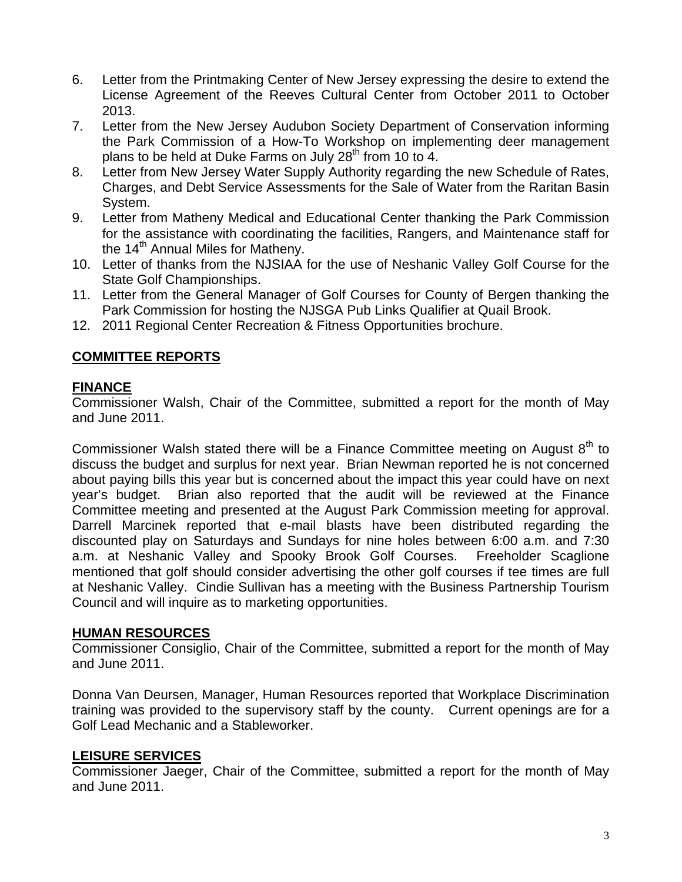6. Letter from the Printmaking Center of New Jersey expressing the desire to extend the License Agreement of the Reeves Cultural Center from October 2011 to October 2013.
7. Letter from the New Jersey Audubon Society Department of Conservation informing the Park Commission of a How-To Workshop on implementing deer management plans to be held at Duke Farms on July 28th from 10 to 4.
8. Letter from New Jersey Water Supply Authority regarding the new Schedule of Rates, Charges, and Debt Service Assessments for the Sale of Water from the Raritan Basin System.
9. Letter from Matheny Medical and Educational Center thanking the Park Commission for the assistance with coordinating the facilities, Rangers, and Maintenance staff for the 14th Annual Miles for Matheny.
10. Letter of thanks from the NJSIAA for the use of Neshanic Valley Golf Course for the State Golf Championships.
11. Letter from the General Manager of Golf Courses for County of Bergen thanking the Park Commission for hosting the NJSGA Pub Links Qualifier at Quail Brook.
12. 2011 Regional Center Recreation & Fitness Opportunities brochure.

## COMMITTEE REPORTS

### FINANCE

Commissioner Walsh, Chair of the Committee, submitted a report for the month of May and June 2011.

Commissioner Walsh stated there will be a Finance Committee meeting on August 8th to discuss the budget and surplus for next year. Brian Newman reported he is not concerned about paying bills this year but is concerned about the impact this year could have on next year's budget. Brian also reported that the audit will be reviewed at the Finance Committee meeting and presented at the August Park Commission meeting for approval. Darrell Marcinek reported that e-mail blasts have been distributed regarding the discounted play on Saturdays and Sundays for nine holes between 6:00 a.m. and 7:30 a.m. at Neshanic Valley and Spooky Brook Golf Courses. Freeholder Scaglione mentioned that golf should consider advertising the other golf courses if tee times are full at Neshanic Valley. Cindie Sullivan has a meeting with the Business Partnership Tourism Council and will inquire as to marketing opportunities.

### HUMAN RESOURCES

Commissioner Consiglio, Chair of the Committee, submitted a report for the month of May and June 2011.

Donna Van Deursen, Manager, Human Resources reported that Workplace Discrimination training was provided to the supervisory staff by the county. Current openings are for a Golf Lead Mechanic and a Stableworker.

### LEISURE SERVICES

Commissioner Jaeger, Chair of the Committee, submitted a report for the month of May and June 2011.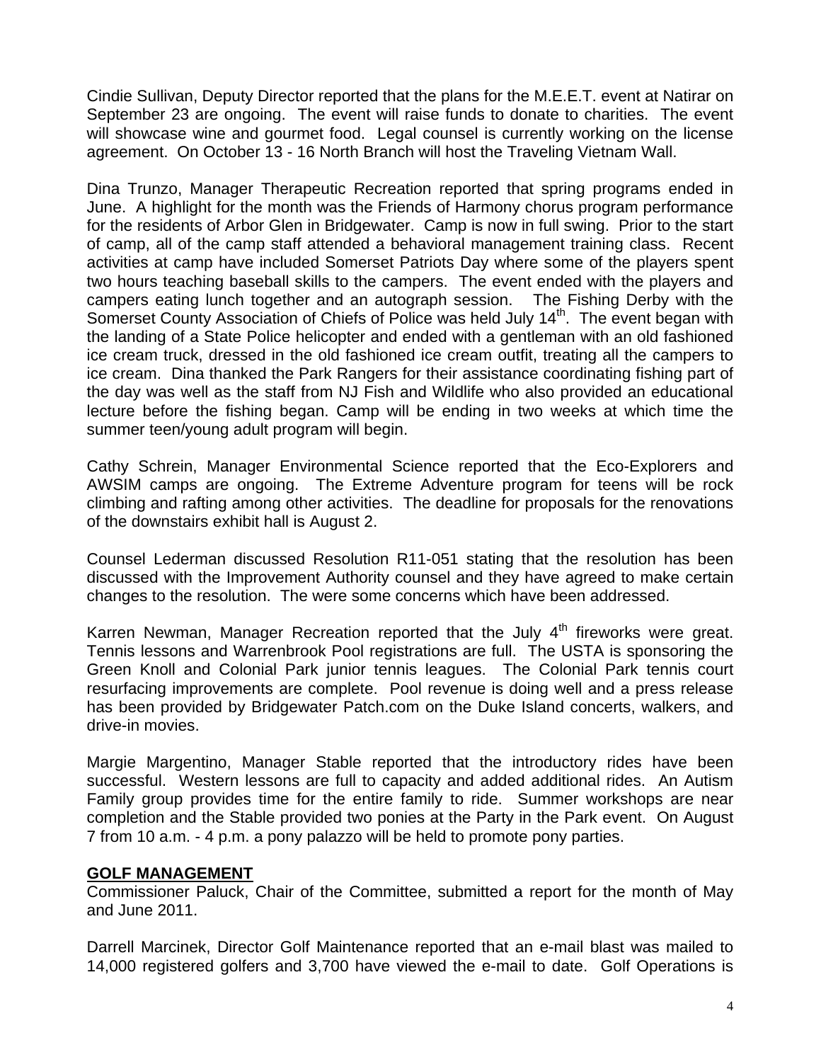Cindie Sullivan, Deputy Director reported that the plans for the M.E.E.T. event at Natirar on September 23 are ongoing. The event will raise funds to donate to charities. The event will showcase wine and gourmet food. Legal counsel is currently working on the license agreement. On October 13 - 16 North Branch will host the Traveling Vietnam Wall.

Dina Trunzo, Manager Therapeutic Recreation reported that spring programs ended in June. A highlight for the month was the Friends of Harmony chorus program performance for the residents of Arbor Glen in Bridgewater. Camp is now in full swing. Prior to the start of camp, all of the camp staff attended a behavioral management training class. Recent activities at camp have included Somerset Patriots Day where some of the players spent two hours teaching baseball skills to the campers. The event ended with the players and campers eating lunch together and an autograph session. The Fishing Derby with the Somerset County Association of Chiefs of Police was held July 14th. The event began with the landing of a State Police helicopter and ended with a gentleman with an old fashioned ice cream truck, dressed in the old fashioned ice cream outfit, treating all the campers to ice cream. Dina thanked the Park Rangers for their assistance coordinating fishing part of the day was well as the staff from NJ Fish and Wildlife who also provided an educational lecture before the fishing began. Camp will be ending in two weeks at which time the summer teen/young adult program will begin.

Cathy Schrein, Manager Environmental Science reported that the Eco-Explorers and AWSIM camps are ongoing. The Extreme Adventure program for teens will be rock climbing and rafting among other activities. The deadline for proposals for the renovations of the downstairs exhibit hall is August 2.

Counsel Lederman discussed Resolution R11-051 stating that the resolution has been discussed with the Improvement Authority counsel and they have agreed to make certain changes to the resolution. The were some concerns which have been addressed.

Karren Newman, Manager Recreation reported that the July 4th fireworks were great. Tennis lessons and Warrenbrook Pool registrations are full. The USTA is sponsoring the Green Knoll and Colonial Park junior tennis leagues. The Colonial Park tennis court resurfacing improvements are complete. Pool revenue is doing well and a press release has been provided by Bridgewater Patch.com on the Duke Island concerts, walkers, and drive-in movies.

Margie Margentino, Manager Stable reported that the introductory rides have been successful. Western lessons are full to capacity and added additional rides. An Autism Family group provides time for the entire family to ride. Summer workshops are near completion and the Stable provided two ponies at the Party in the Park event. On August 7 from 10 a.m. - 4 p.m. a pony palazzo will be held to promote pony parties.

**GOLF MANAGEMENT**

Commissioner Paluck, Chair of the Committee, submitted a report for the month of May and June 2011.

Darrell Marcinek, Director Golf Maintenance reported that an e-mail blast was mailed to 14,000 registered golfers and 3,700 have viewed the e-mail to date. Golf Operations is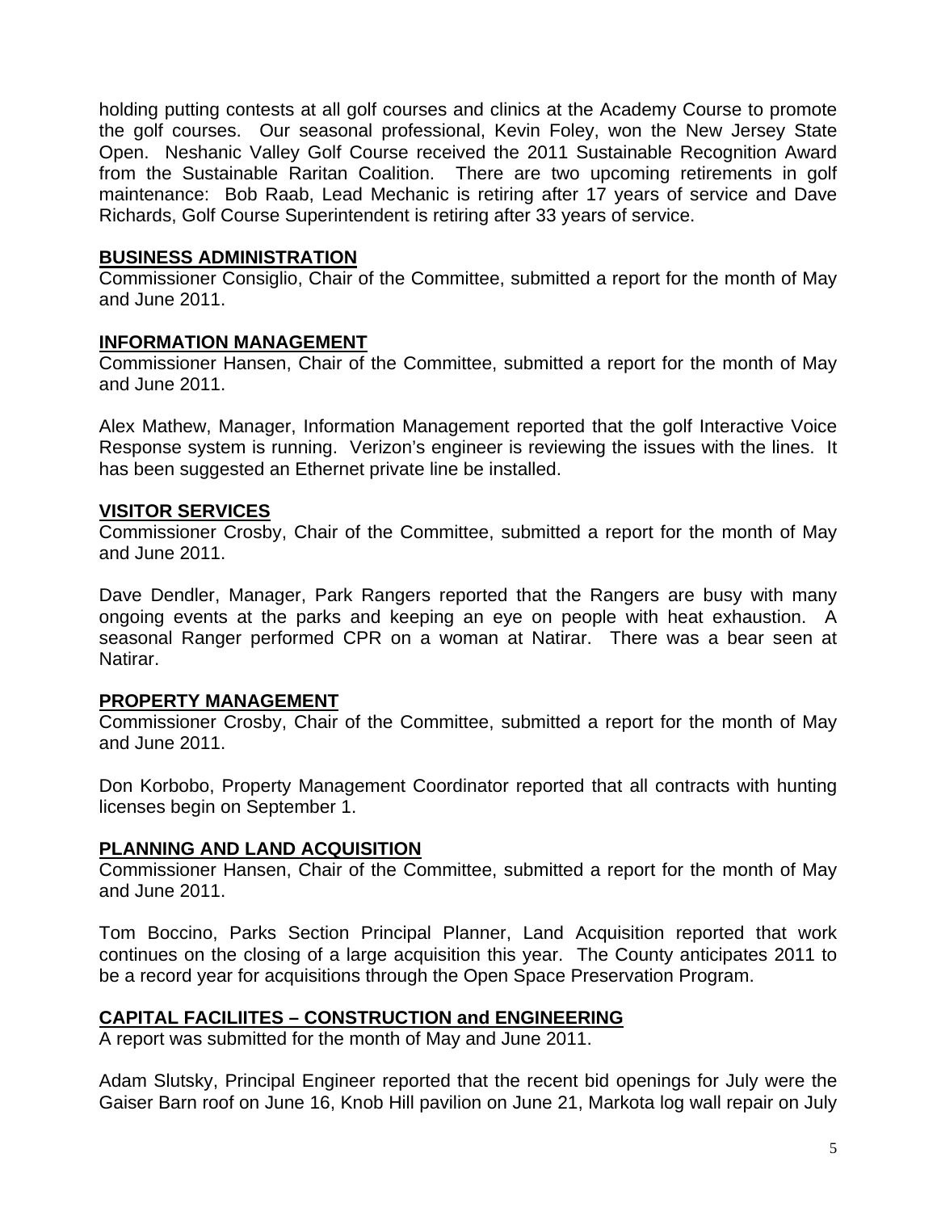holding putting contests at all golf courses and clinics at the Academy Course to promote the golf courses. Our seasonal professional, Kevin Foley, won the New Jersey State Open. Neshanic Valley Golf Course received the 2011 Sustainable Recognition Award from the Sustainable Raritan Coalition. There are two upcoming retirements in golf maintenance: Bob Raab, Lead Mechanic is retiring after 17 years of service and Dave Richards, Golf Course Superintendent is retiring after 33 years of service.

**BUSINESS ADMINISTRATION**

Commissioner Consiglio, Chair of the Committee, submitted a report for the month of May and June 2011.

**INFORMATION MANAGEMENT**

Commissioner Hansen, Chair of the Committee, submitted a report for the month of May and June 2011.

Alex Mathew, Manager, Information Management reported that the golf Interactive Voice Response system is running. Verizon's engineer is reviewing the issues with the lines. It has been suggested an Ethernet private line be installed.

**VISITOR SERVICES**

Commissioner Crosby, Chair of the Committee, submitted a report for the month of May and June 2011.

Dave Dendler, Manager, Park Rangers reported that the Rangers are busy with many ongoing events at the parks and keeping an eye on people with heat exhaustion. A seasonal Ranger performed CPR on a woman at Natirar. There was a bear seen at Natirar.

**PROPERTY MANAGEMENT**

Commissioner Crosby, Chair of the Committee, submitted a report for the month of May and June 2011.

Don Korbobo, Property Management Coordinator reported that all contracts with hunting licenses begin on September 1.

**PLANNING AND LAND ACQUISITION**

Commissioner Hansen, Chair of the Committee, submitted a report for the month of May and June 2011.

Tom Boccino, Parks Section Principal Planner, Land Acquisition reported that work continues on the closing of a large acquisition this year. The County anticipates 2011 to be a record year for acquisitions through the Open Space Preservation Program.

**CAPITAL FACILIITES – CONSTRUCTION and ENGINEERING**

A report was submitted for the month of May and June 2011.

Adam Slutsky, Principal Engineer reported that the recent bid openings for July were the Gaiser Barn roof on June 16, Knob Hill pavilion on June 21, Markota log wall repair on July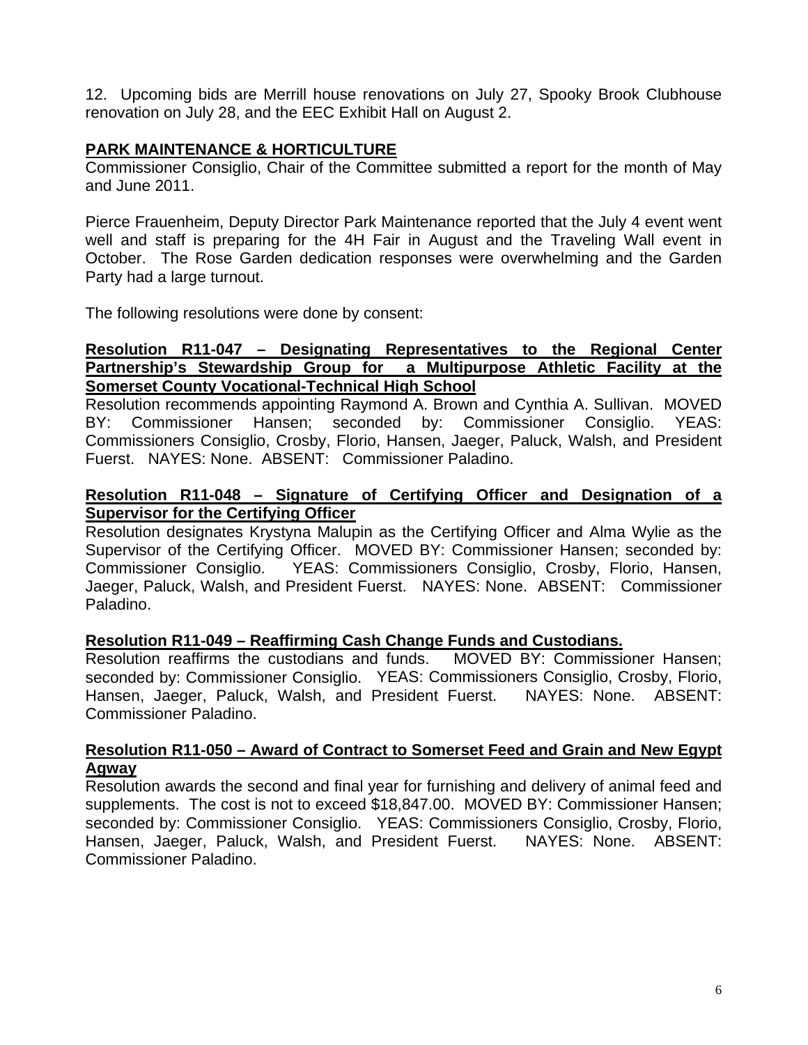12. Upcoming bids are Merrill house renovations on July 27, Spooky Brook Clubhouse renovation on July 28, and the EEC Exhibit Hall on August 2.

## PARK MAINTENANCE & HORTICULTURE

Commissioner Consiglio, Chair of the Committee submitted a report for the month of May and June 2011.

Pierce Frauenheim, Deputy Director Park Maintenance reported that the July 4 event went well and staff is preparing for the 4H Fair in August and the Traveling Wall event in October. The Rose Garden dedication responses were overwhelming and the Garden Party had a large turnout.

The following resolutions were done by consent:

**Resolution R11-047 – Designating Representatives to the Regional Center Partnership's Stewardship Group for a Multipurpose Athletic Facility at the Somerset County Vocational-Technical High School**

Resolution recommends appointing Raymond A. Brown and Cynthia A. Sullivan. MOVED BY: Commissioner Hansen; seconded by: Commissioner Consiglio. YEAS: Commissioners Consiglio, Crosby, Florio, Hansen, Jaeger, Paluck, Walsh, and President Fuerst. NAYES: None. ABSENT: Commissioner Paladino.

**Resolution R11-048 – Signature of Certifying Officer and Designation of a Supervisor for the Certifying Officer**

Resolution designates Krystyna Malupin as the Certifying Officer and Alma Wylie as the Supervisor of the Certifying Officer. MOVED BY: Commissioner Hansen; seconded by: Commissioner Consiglio. YEAS: Commissioners Consiglio, Crosby, Florio, Hansen, Jaeger, Paluck, Walsh, and President Fuerst. NAYES: None. ABSENT: Commissioner Paladino.

**Resolution R11-049 – Reaffirming Cash Change Funds and Custodians.**

Resolution reaffirms the custodians and funds. MOVED BY: Commissioner Hansen; seconded by: Commissioner Consiglio. YEAS: Commissioners Consiglio, Crosby, Florio, Hansen, Jaeger, Paluck, Walsh, and President Fuerst. NAYES: None. ABSENT: Commissioner Paladino.

**Resolution R11-050 – Award of Contract to Somerset Feed and Grain and New Egypt Agway**

Resolution awards the second and final year for furnishing and delivery of animal feed and supplements. The cost is not to exceed $18,847.00. MOVED BY: Commissioner Hansen; seconded by: Commissioner Consiglio. YEAS: Commissioners Consiglio, Crosby, Florio, Hansen, Jaeger, Paluck, Walsh, and President Fuerst. NAYES: None. ABSENT: Commissioner Paladino.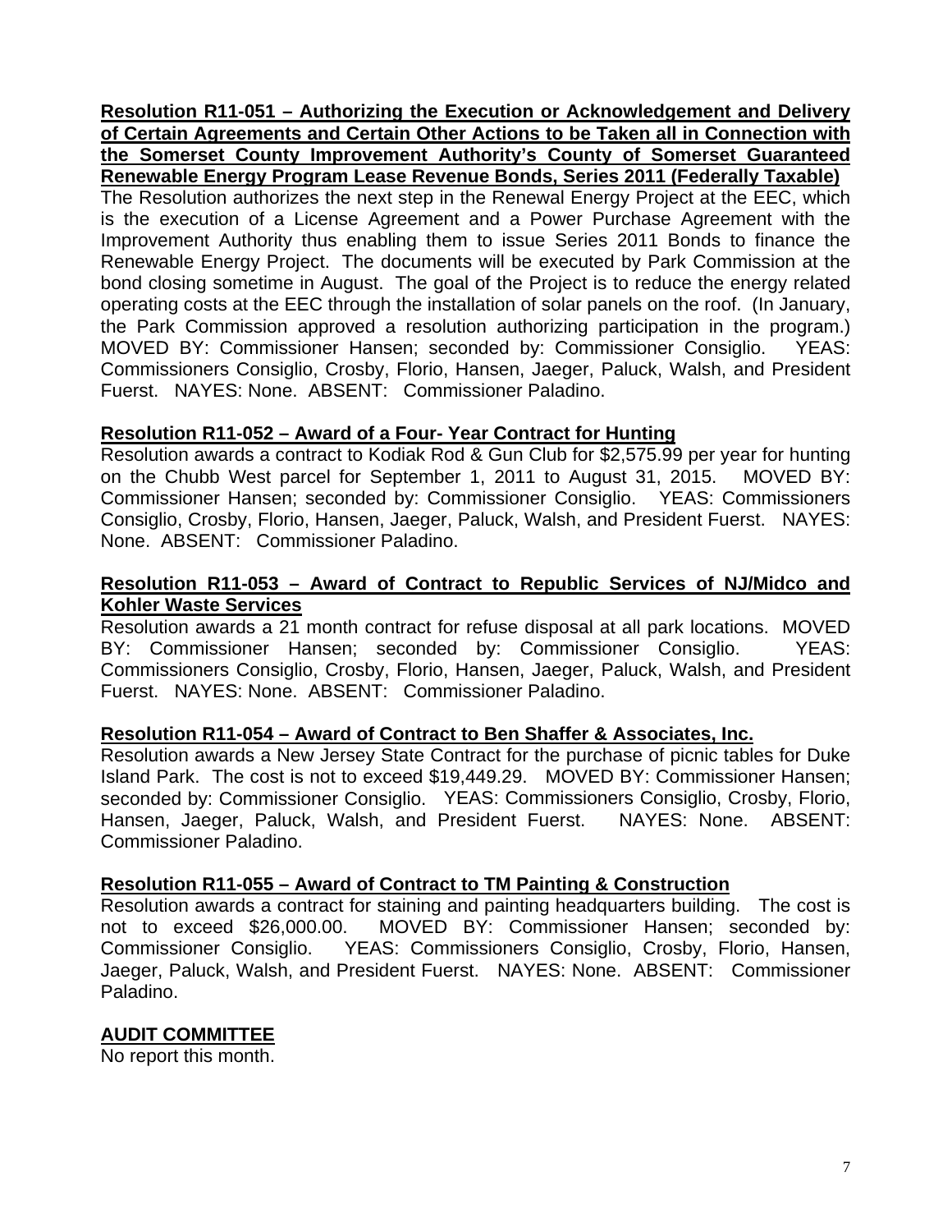**Resolution R11-051 – Authorizing the Execution or Acknowledgement and Delivery of Certain Agreements and Certain Other Actions to be Taken all in Connection with the Somerset County Improvement Authority's County of Somerset Guaranteed Renewable Energy Program Lease Revenue Bonds, Series 2011 (Federally Taxable)**

The Resolution authorizes the next step in the Renewal Energy Project at the EEC, which is the execution of a License Agreement and a Power Purchase Agreement with the Improvement Authority thus enabling them to issue Series 2011 Bonds to finance the Renewable Energy Project. The documents will be executed by Park Commission at the bond closing sometime in August. The goal of the Project is to reduce the energy related operating costs at the EEC through the installation of solar panels on the roof. (In January, the Park Commission approved a resolution authorizing participation in the program.) MOVED BY: Commissioner Hansen; seconded by: Commissioner Consiglio. YEAS: Commissioners Consiglio, Crosby, Florio, Hansen, Jaeger, Paluck, Walsh, and President Fuerst. NAYES: None. ABSENT: Commissioner Paladino.

**Resolution R11-052 – Award of a Four- Year Contract for Hunting**

Resolution awards a contract to Kodiak Rod & Gun Club for $2,575.99 per year for hunting on the Chubb West parcel for September 1, 2011 to August 31, 2015. MOVED BY: Commissioner Hansen; seconded by: Commissioner Consiglio. YEAS: Commissioners Consiglio, Crosby, Florio, Hansen, Jaeger, Paluck, Walsh, and President Fuerst. NAYES: None. ABSENT: Commissioner Paladino.

**Resolution R11-053 – Award of Contract to Republic Services of NJ/Midco and Kohler Waste Services**

Resolution awards a 21 month contract for refuse disposal at all park locations. MOVED BY: Commissioner Hansen; seconded by: Commissioner Consiglio. YEAS: Commissioners Consiglio, Crosby, Florio, Hansen, Jaeger, Paluck, Walsh, and President Fuerst. NAYES: None. ABSENT: Commissioner Paladino.

**Resolution R11-054 – Award of Contract to Ben Shaffer & Associates, Inc.**

Resolution awards a New Jersey State Contract for the purchase of picnic tables for Duke Island Park. The cost is not to exceed $19,449.29. MOVED BY: Commissioner Hansen; seconded by: Commissioner Consiglio. YEAS: Commissioners Consiglio, Crosby, Florio, Hansen, Jaeger, Paluck, Walsh, and President Fuerst. NAYES: None. ABSENT: Commissioner Paladino.

**Resolution R11-055 – Award of Contract to TM Painting & Construction**

Resolution awards a contract for staining and painting headquarters building. The cost is not to exceed $26,000.00. MOVED BY: Commissioner Hansen; seconded by: Commissioner Consiglio. YEAS: Commissioners Consiglio, Crosby, Florio, Hansen, Jaeger, Paluck, Walsh, and President Fuerst. NAYES: None. ABSENT: Commissioner Paladino.

**AUDIT COMMITTEE**

No report this month.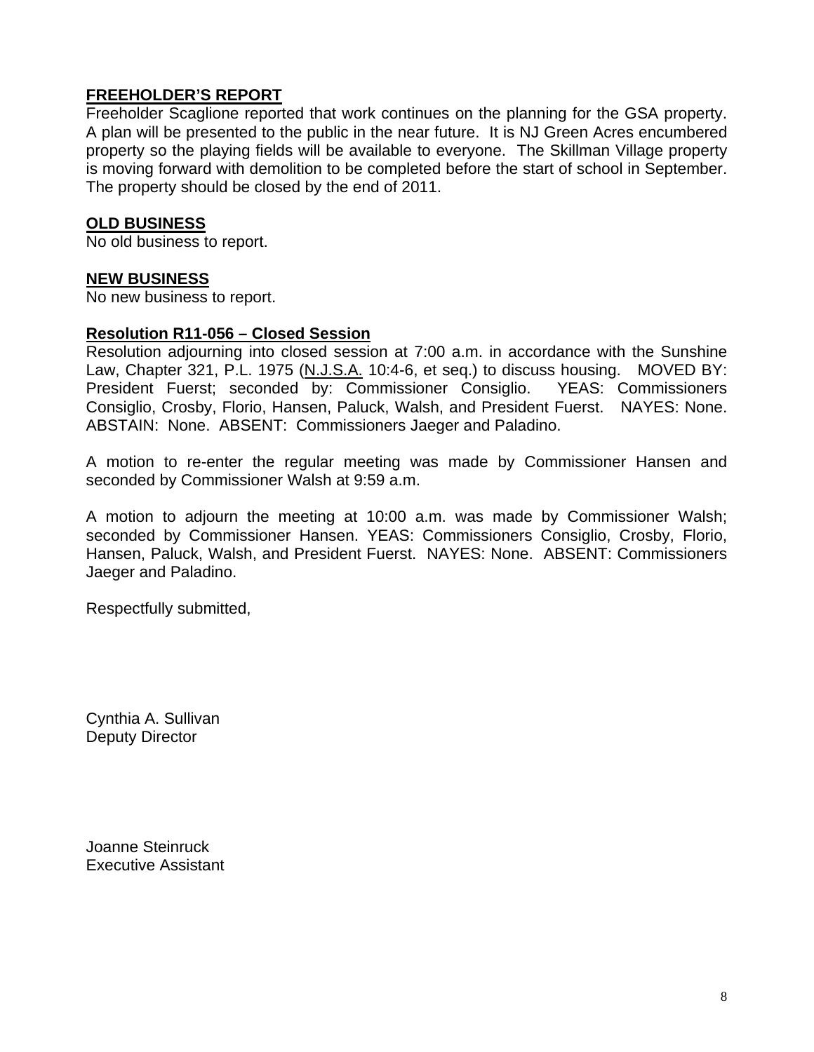**FREEHOLDER'S REPORT**

Freeholder Scaglione reported that work continues on the planning for the GSA property. A plan will be presented to the public in the near future. It is NJ Green Acres encumbered property so the playing fields will be available to everyone. The Skillman Village property is moving forward with demolition to be completed before the start of school in September. The property should be closed by the end of 2011.

**OLD BUSINESS**

No old business to report.

**NEW BUSINESS**

No new business to report.

**Resolution R11-056 – Closed Session**

Resolution adjourning into closed session at 7:00 a.m. in accordance with the Sunshine Law, Chapter 321, P.L. 1975 (N.J.S.A. 10:4-6, et seq.) to discuss housing. MOVED BY: President Fuerst; seconded by: Commissioner Consiglio. YEAS: Commissioners Consiglio, Crosby, Florio, Hansen, Paluck, Walsh, and President Fuerst. NAYES: None. ABSTAIN: None. ABSENT: Commissioners Jaeger and Paladino.

A motion to re-enter the regular meeting was made by Commissioner Hansen and seconded by Commissioner Walsh at 9:59 a.m.

A motion to adjourn the meeting at 10:00 a.m. was made by Commissioner Walsh; seconded by Commissioner Hansen. YEAS: Commissioners Consiglio, Crosby, Florio, Hansen, Paluck, Walsh, and President Fuerst. NAYES: None. ABSENT: Commissioners Jaeger and Paladino.

Respectfully submitted,

Cynthia A. Sullivan
Deputy Director

Joanne Steinruck
Executive Assistant